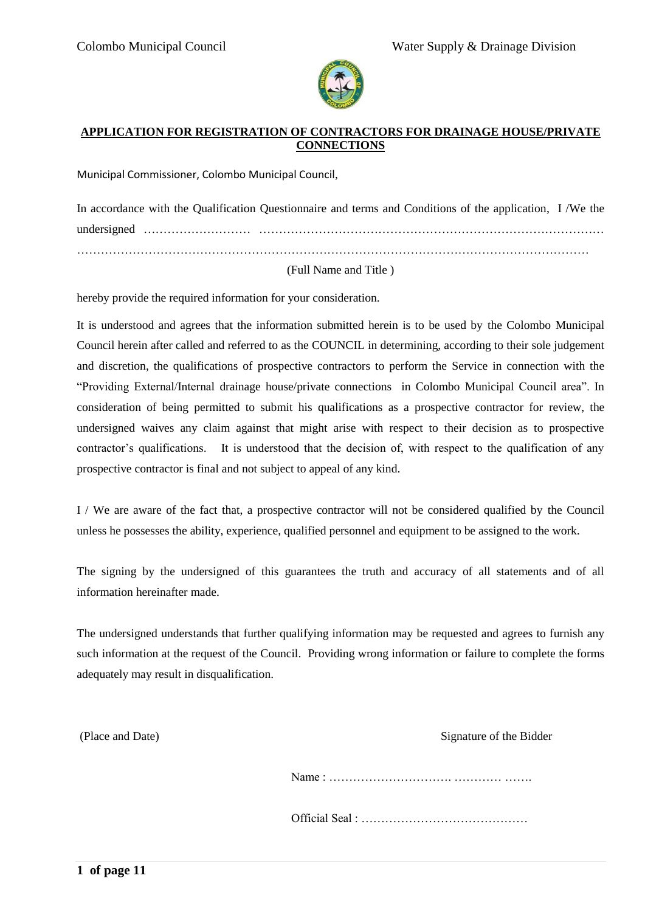Colombo Municipal Council Water Supply & Drainage Division

# APPLICATION FOR REGISTRATION OF CONTRACTORS FOR DRAINAGE HOUSE/PRIVATE CONNECTIONS

Municipal Commissioner, Colombo Municipal Council,

In accordance with the Qualification Questionnaire and terms and Conditions of the application, I /We the undersigned ……………………… ………………………………………………………………………… ………………………………………………………………………………………………………………

(Full Name and Title )

hereby provide the required information for your consideration.

It is understood and agrees that the information submitted herein is to be used by the Colombo Municipal Council herein after called and referred to as the COUNCIL in determining, according to their sole judgement and discretion, the qualifications of prospective contractors to perform the Service in connection with the "Providing External/Internal drainage house/private connections in Colombo Municipal Council area". In consideration of being permitted to submit his qualifications as a prospective contractor for review, the undersigned waives any claim against that might arise with respect to their decision as to prospective contractor's qualifications. It is understood that the decision of, with respect to the qualification of any prospective contractor is final and not subject to appeal of any kind.

I / We are aware of the fact that, a prospective contractor will not be considered qualified by the Council unless he possesses the ability, experience, qualified personnel and equipment to be assigned to the work.

The signing by the undersigned of this guarantees the truth and accuracy of all statements and of all information hereinafter made.

The undersigned understands that further qualifying information may be requested and agrees to furnish any such information at the request of the Council. Providing wrong information or failure to complete the forms adequately may result in disqualification.

(Place and Date) Signature of the Bidder

Name : …………………………. ………… …….

Official Seal : ……………………………………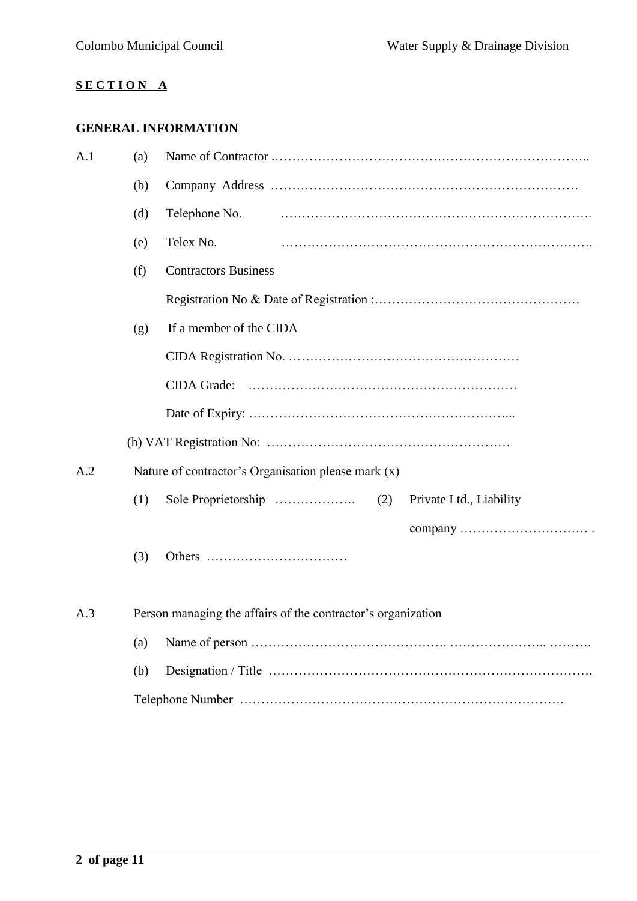## **S E C T I O N A**

### GENERAL INFORMATION

A.1 (a) Name of Contractor ……………………………………………………………………..

(b) Company Address ………………………………………………………………

(d) Telephone No. ……………………………………………………………….

(e) Telex No. ……………………………………………………………….

(f) Contractors Business

Registration No & Date of Registration :…………………………………………

(g) If a member of the CIDA

CIDA Registration No. ………………………………………………

CIDA Grade: ………………………………………………………

Date of Expiry: ……………………………………………………...

(h) VAT Registration No: …………………………………………………

A.2 Nature of contractor's Organisation please mark (x)

(1) Sole Proprietorship ………………. (2) Private Ltd., Liability company ………………………… .

(3) Others ……………………………

A.3 Person managing the affairs of the contractor's organization

(a) Name of person ……………………………………. ………………….. ……….

(b) Designation / Title ……………………………………………………………….

Telephone Number ……………………………………………………………….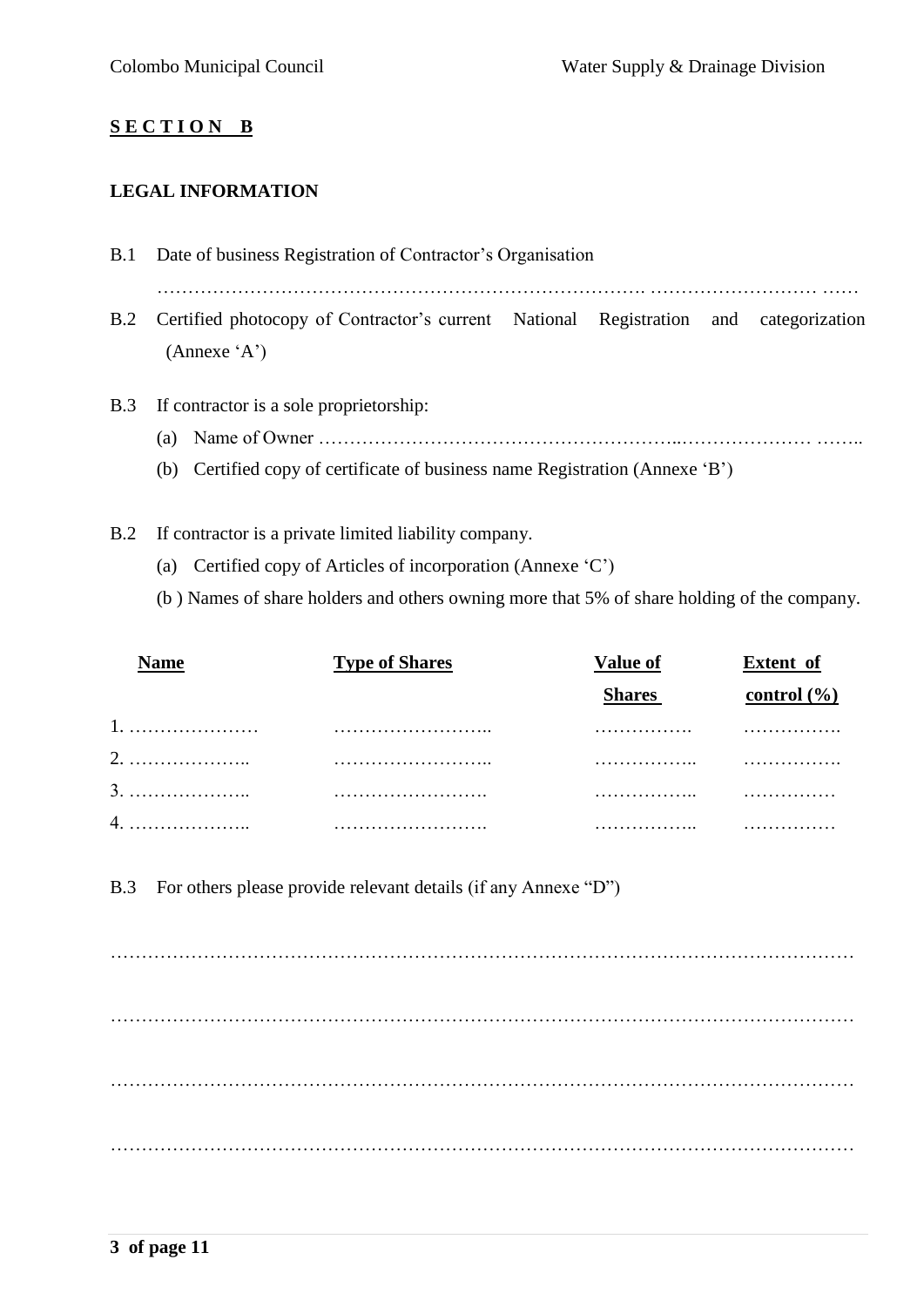## **SECTION B**

**LEGAL INFORMATION**

B.1 Date of business Registration of Contractor's Organisation

……………………………………………………………………. ……………………… ……

B.2 Certified photocopy of Contractor's current National Registration and categorization (Annexe 'A')

B.3 If contractor is a sole proprietorship:

(a) Name of Owner ………………………………………………..………………… ……..

(b) Certified copy of certificate of business name Registration (Annexe 'B')

B.2 If contractor is a private limited liability company.

(a) Certified copy of Articles of incorporation (Annexe 'C')

(b ) Names of share holders and others owning more that 5% of share holding of the company.

| Name | Type of Shares | Value of Shares | Extent of control (%) |
|---|---|---|---|
| 1. ………………… | …………………….. | ……………. | ……………. |
| 2. ……………….. | …………………….. | …………….. | ……………. |
| 3. ……………….. | ……………………. | …………….. | …………… |
| 4. ……………….. | ……………………. | …………….. | …………… |

B.3 For others please provide relevant details (if any Annexe "D")

……………………………………………………………………………………………………

……………………………………………………………………………………………………

……………………………………………………………………………………………………

……………………………………………………………………………………………………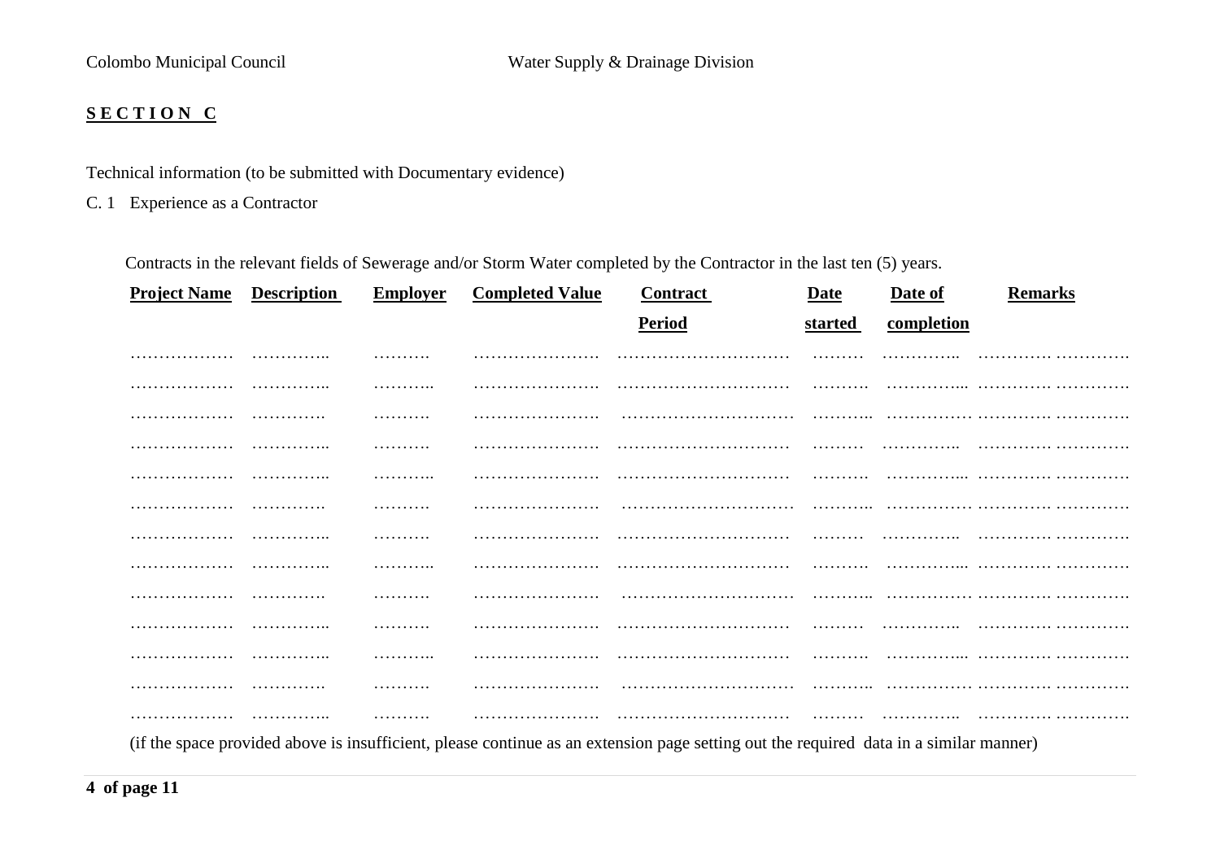**S E C T I O N C**

Technical information (to be submitted with Documentary evidence)

C. 1 Experience as a Contractor

Contracts in the relevant fields of Sewerage and/or Storm Water completed by the Contractor in the last ten (5) years.

| **Project Name** | **Description** | **Employer** | **Completed Value** | **Contract Period** | **Date started** | **Date of completion** | **Remarks** |
|---|---|---|---|---|---|---|---|
| ……………… | ………….. | ………. | …………………. | ………………………… | ……… | ………….. | …………. …………. |
| ……………… | ………….. | ……….. | …………………. | ………………………… | ………. | ………….... | …………. …………. |
| ……………… | …………. | ………. | …………………. | ………………………… | ……….. | …………… | …………. …………. |
| ……………… | ………….. | ………. | …………………. | ………………………… | ……… | ………….. | …………. …………. |
| ……………… | ………….. | ……….. | …………………. | ………………………… | ………. | ………….... | …………. …………. |
| ……………… | …………. | ………. | …………………. | ………………………… | ……….. | …………… | …………. …………. |
| ……………… | ………….. | ………. | …………………. | ………………………… | ……… | ………….. | …………. …………. |
| ……………… | ………….. | ……….. | …………………. | ………………………… | ………. | ………….... | …………. …………. |
| ……………… | …………. | ………. | …………………. | ………………………… | ……….. | …………… | …………. …………. |
| ……………… | ………….. | ………. | …………………. | ………………………… | ……… | ………….. | …………. …………. |
| ……………… | ………….. | ……….. | …………………. | ………………………… | ………. | ………….... | …………. …………. |
| ……………… | …………. | ………. | …………………. | ………………………… | ……….. | …………… | …………. …………. |
| ……………… | ………….. | ………. | …………………. | ………………………… | ……… | ………….. | …………. …………. |

(if the space provided above is insufficient, please continue as an extension page setting out the required data in a similar manner)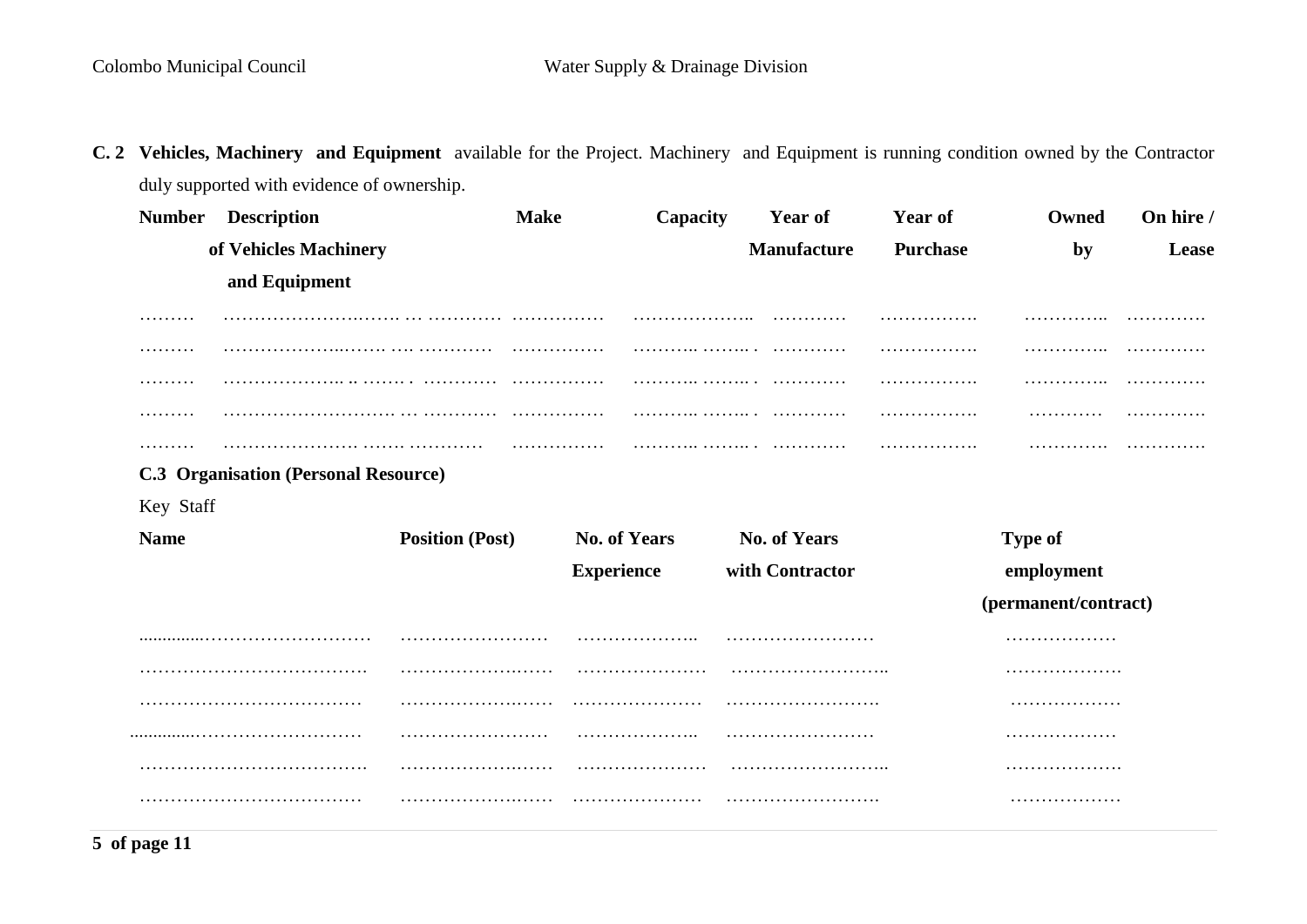**C. 2 Vehicles, Machinery and Equipment** available for the Project. Machinery and Equipment is running condition owned by the Contractor duly supported with evidence of ownership.

| Number | Description of Vehicles Machinery and Equipment | Make | Capacity | Year of Manufacture | Year of Purchase | Owned by | On hire / Lease |
|---|---|---|---|---|---|---|---|
| ……… | ………………….……. … ………… | …………… | ……………….. | ………… | ……………. | ………….. | …………. |
| ……… | ………………...……. …. ………… | …………… | ……….. …….. . | ………… | ……………. | ………….. | …………. |
| ……… | ……………….. .. ……. . ………… | …………… | ……….. …….. . | ………… | ……………. | ………….. | …………. |
| ……… | ………………………. … ………… | …………… | ……….. …….. . | ………… | ……………. | ………… | …………. |
| ……… | …………………. ……. ………… | …………… | ……….. …….. . | ………… | ……………. | …………. | …………. |

**C.3 Organisation (Personal Resource)**

Key Staff

| Name | Position (Post) | No. of Years Experience | No. of Years with Contractor | Type of employment (permanent/contract) |
|---|---|---|---|---|
| ..............……………………… | …………………… | ……………….. | …………………… | ……………… |
| ………………………………. | …………………..…… | ………………… | …………………….. | ………………. |
| ……………………………… | …………………..…… | ………………… | ……………………. | ……………… |
| ..............……………………… | …………………… | ……………….. | …………………… | ……………… |
| ………………………………. | …………………..…… | ………………… | …………………….. | ………………. |
| ……………………………… | …………………..…… | ………………… | ……………………. | ……………… |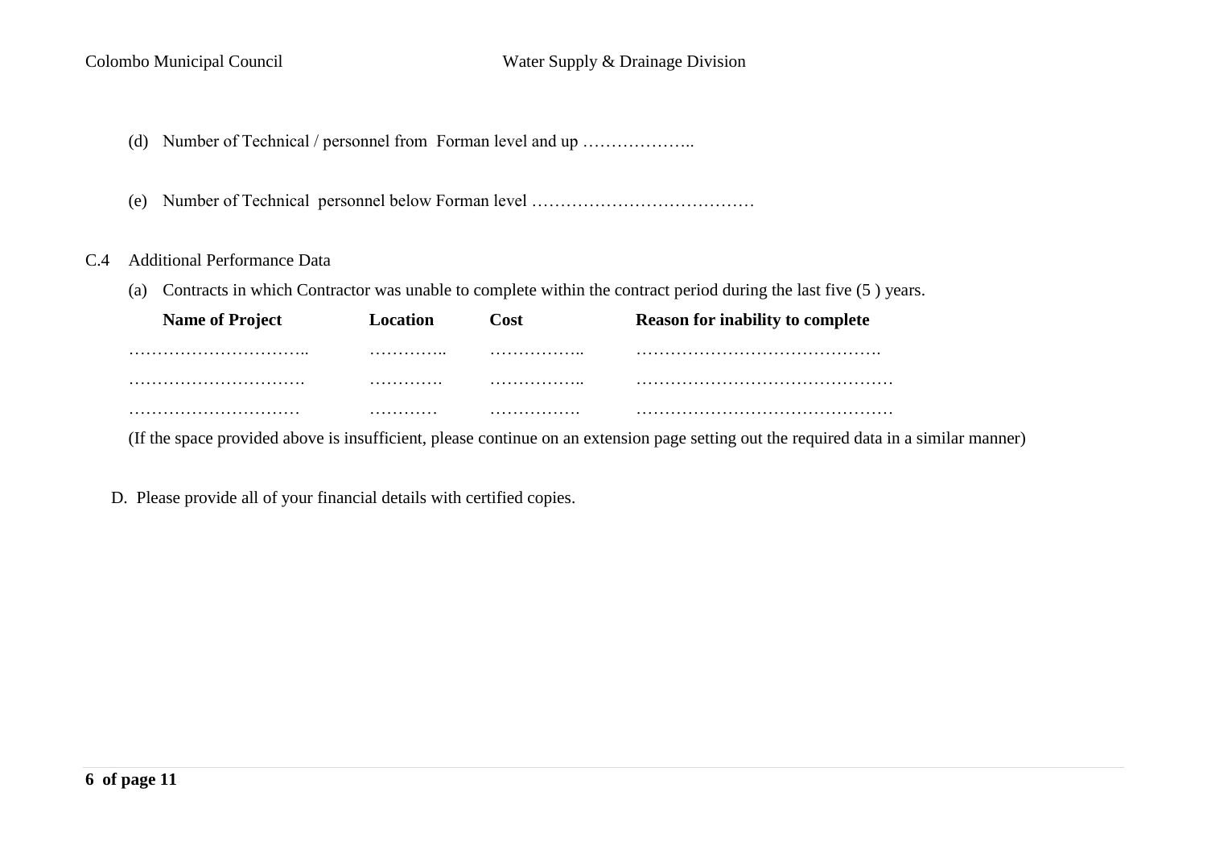(d) Number of Technical / personnel from Forman level and up ………………..

(e) Number of Technical personnel below Forman level …………………………………

C.4 Additional Performance Data

(a) Contracts in which Contractor was unable to complete within the contract period during the last five (5 ) years.

| **Name of Project** | **Location** | **Cost** | **Reason for inability to complete** |
| --- | --- | --- | --- |
| ………………………….. | ………….. | …………….. | ……………………………………. |
| …………………………. | …………. | …………….. | ……………………………………… |
| ………………………… | ………… | ……………. | ……………………………………… |

(If the space provided above is insufficient, please continue on an extension page setting out the required data in a similar manner)

D. Please provide all of your financial details with certified copies.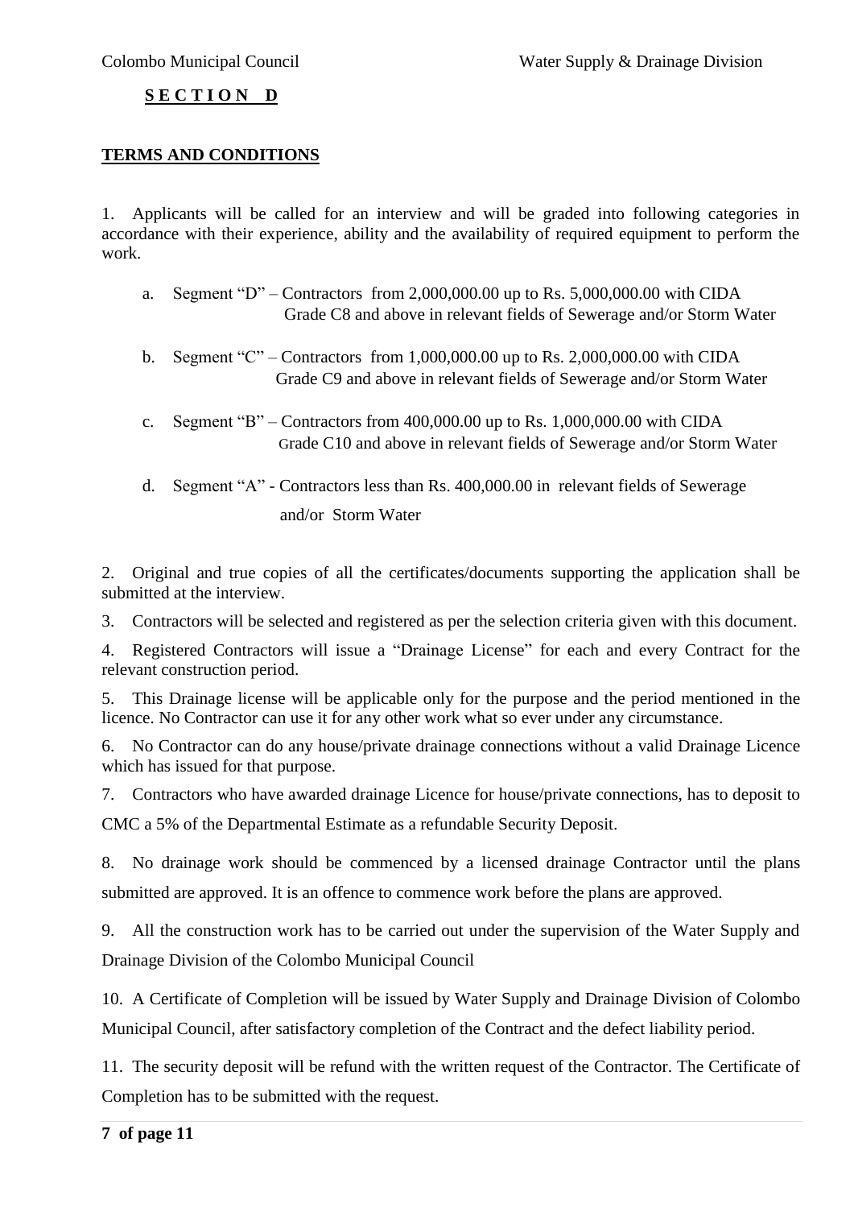## **SECTION D**

### **TERMS AND CONDITIONS**

1. Applicants will be called for an interview and will be graded into following categories in accordance with their experience, ability and the availability of required equipment to perform the work.

   a. Segment "D" – Contractors from 2,000,000.00 up to Rs. 5,000,000.00 with CIDA Grade C8 and above in relevant fields of Sewerage and/or Storm Water

   b. Segment "C" – Contractors from 1,000,000.00 up to Rs. 2,000,000.00 with CIDA Grade C9 and above in relevant fields of Sewerage and/or Storm Water

   c. Segment "B" – Contractors from 400,000.00 up to Rs. 1,000,000.00 with CIDA Grade C10 and above in relevant fields of Sewerage and/or Storm Water

   d. Segment "A" - Contractors less than Rs. 400,000.00 in relevant fields of Sewerage and/or Storm Water

2. Original and true copies of all the certificates/documents supporting the application shall be submitted at the interview.

3. Contractors will be selected and registered as per the selection criteria given with this document.

4. Registered Contractors will issue a "Drainage License" for each and every Contract for the relevant construction period.

5. This Drainage license will be applicable only for the purpose and the period mentioned in the licence. No Contractor can use it for any other work what so ever under any circumstance.

6. No Contractor can do any house/private drainage connections without a valid Drainage Licence which has issued for that purpose.

7. Contractors who have awarded drainage Licence for house/private connections, has to deposit to CMC a 5% of the Departmental Estimate as a refundable Security Deposit.

8. No drainage work should be commenced by a licensed drainage Contractor until the plans submitted are approved. It is an offence to commence work before the plans are approved.

9. All the construction work has to be carried out under the supervision of the Water Supply and Drainage Division of the Colombo Municipal Council

10. A Certificate of Completion will be issued by Water Supply and Drainage Division of Colombo Municipal Council, after satisfactory completion of the Contract and the defect liability period.

11. The security deposit will be refund with the written request of the Contractor. The Certificate of Completion has to be submitted with the request.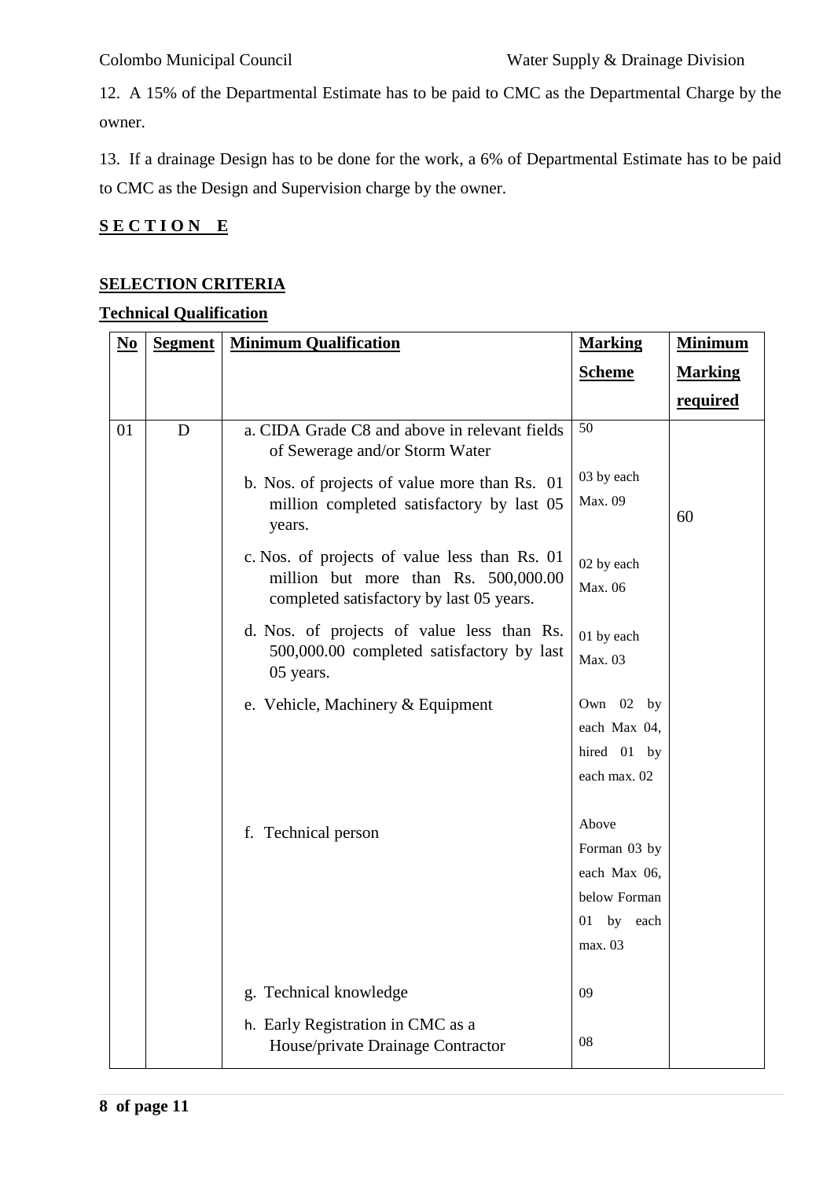12. A 15% of the Departmental Estimate has to be paid to CMC as the Departmental Charge by the owner.

13. If a drainage Design has to be done for the work, a 6% of Departmental Estimate has to be paid to CMC as the Design and Supervision charge by the owner.

## S E C T I O N   E

### SELECTION CRITERIA

**Technical Qualification**

| No | Segment | Minimum Qualification | Marking Scheme | Minimum Marking required |
|---|---|---|---|---|
| 01 | D | a. CIDA Grade C8 and above in relevant fields of Sewerage and/or Storm Water | 50 | 60 |
| | | b. Nos. of projects of value more than Rs. 01 million completed satisfactory by last 05 years. | 03 by each Max. 09 | |
| | | c. Nos. of projects of value less than Rs. 01 million but more than Rs. 500,000.00 completed satisfactory by last 05 years. | 02 by each Max. 06 | |
| | | d. Nos. of projects of value less than Rs. 500,000.00 completed satisfactory by last 05 years. | 01 by each Max. 03 | |
| | | e. Vehicle, Machinery & Equipment | Own 02 by each Max 04, hired 01 by each max. 02 | |
| | | f. Technical person | Above Forman 03 by each Max 06, below Forman 01 by each max. 03 | |
| | | g. Technical knowledge | 09 | |
| | | h. Early Registration in CMC as a House/private Drainage Contractor | 08 | |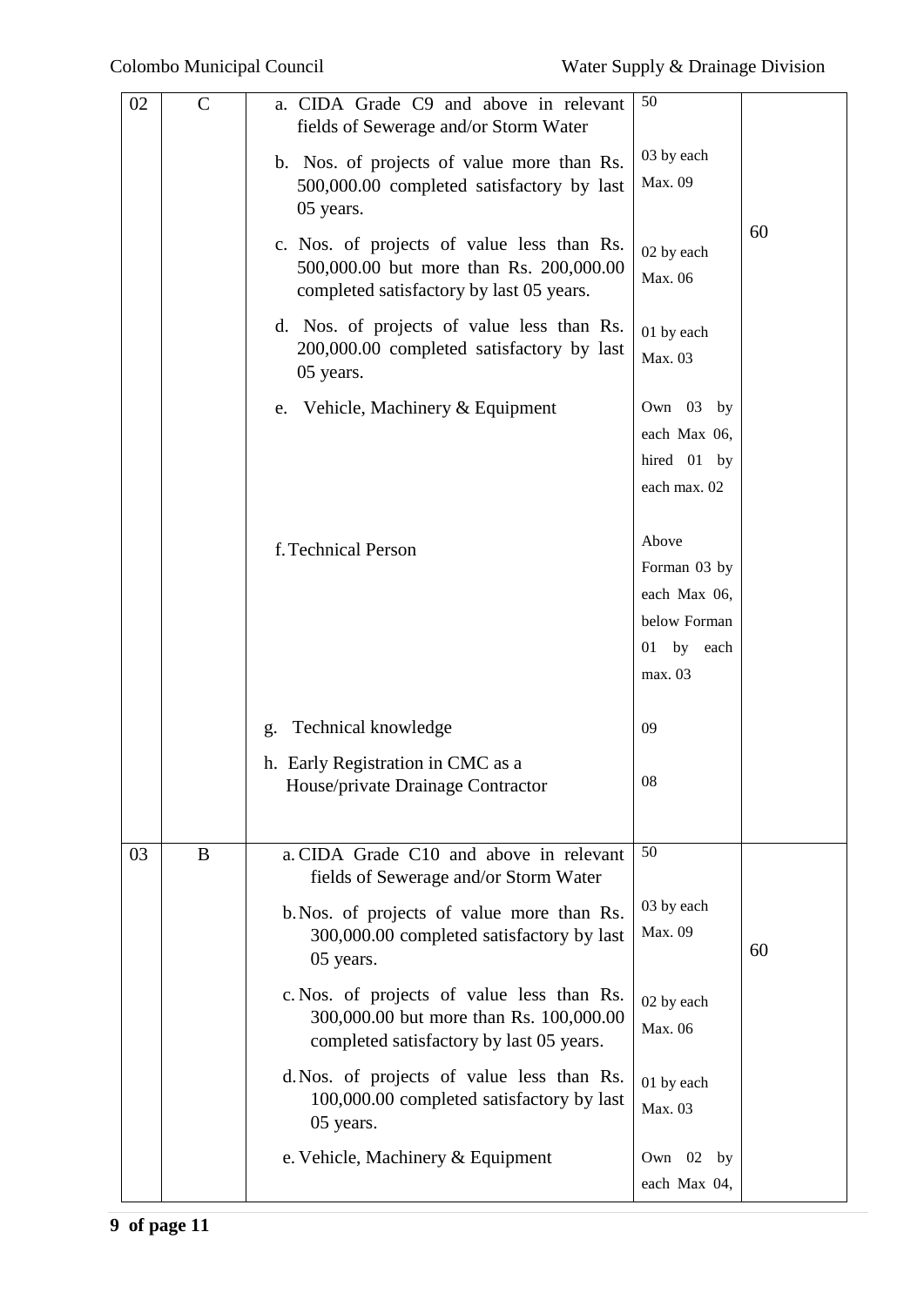| | | | | |
|---|---|---|---|---|
| 02 | C | a. CIDA Grade C9 and above in relevant fields of Sewerage and/or Storm Water | 50 | 60 |
| | | b. Nos. of projects of value more than Rs. 500,000.00 completed satisfactory by last 05 years. | 03 by each Max. 09 | |
| | | c. Nos. of projects of value less than Rs. 500,000.00 but more than Rs. 200,000.00 completed satisfactory by last 05 years. | 02 by each Max. 06 | |
| | | d. Nos. of projects of value less than Rs. 200,000.00 completed satisfactory by last 05 years. | 01 by each Max. 03 | |
| | | e. Vehicle, Machinery & Equipment | Own 03 by each Max 06, hired 01 by each max. 02 | |
| | | f. Technical Person | Above Forman 03 by each Max 06, below Forman 01 by each max. 03 | |
| | | g. Technical knowledge | 09 | |
| | | h. Early Registration in CMC as a House/private Drainage Contractor | 08 | |
| 03 | B | a. CIDA Grade C10 and above in relevant fields of Sewerage and/or Storm Water | 50 | 60 |
| | | b. Nos. of projects of value more than Rs. 300,000.00 completed satisfactory by last 05 years. | 03 by each Max. 09 | |
| | | c. Nos. of projects of value less than Rs. 300,000.00 but more than Rs. 100,000.00 completed satisfactory by last 05 years. | 02 by each Max. 06 | |
| | | d. Nos. of projects of value less than Rs. 100,000.00 completed satisfactory by last 05 years. | 01 by each Max. 03 | |
| | | e. Vehicle, Machinery & Equipment | Own 02 by each Max 04, | |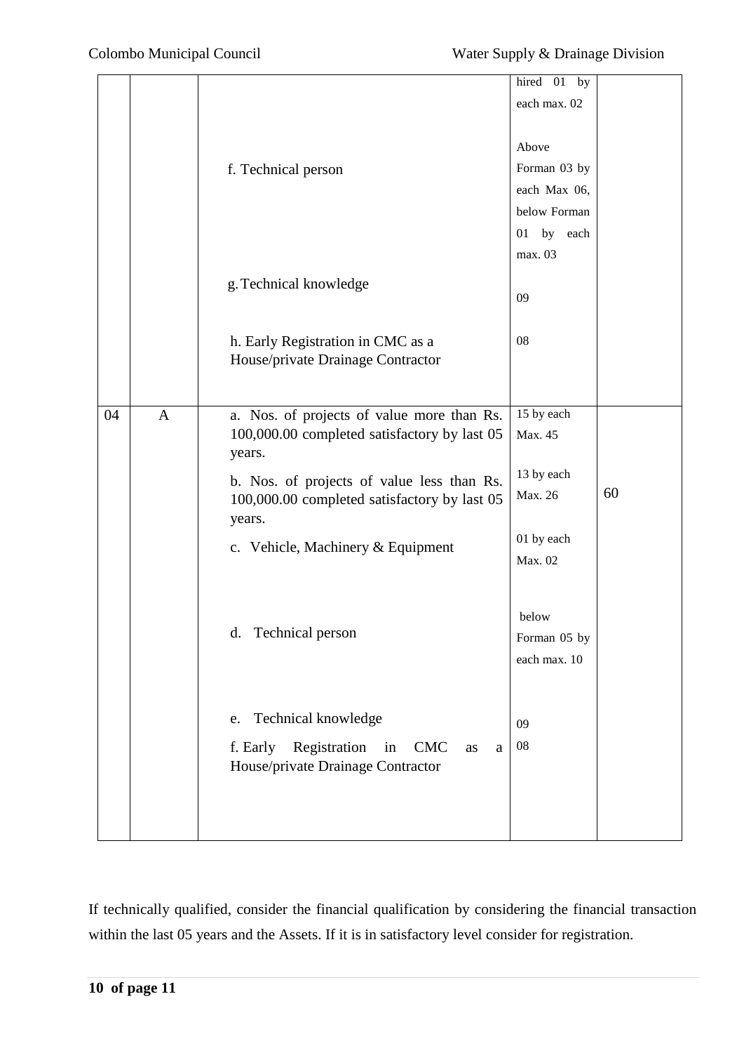| | | | | |
|---|---|---|---|---|
| | | f. Technical person<br><br>g. Technical knowledge<br><br>h. Early Registration in CMC as a House/private Drainage Contractor | hired 01 by each max. 02<br><br>Above Forman 03 by each Max 06, below Forman 01 by each max. 03<br><br>09<br><br>08 | |
| 04 | A | a. Nos. of projects of value more than Rs. 100,000.00 completed satisfactory by last 05 years.<br><br>b. Nos. of projects of value less than Rs. 100,000.00 completed satisfactory by last 05 years.<br><br>c. Vehicle, Machinery & Equipment<br><br>d. Technical person<br><br>e. Technical knowledge<br><br>f. Early Registration in CMC as a House/private Drainage Contractor | 15 by each Max. 45<br><br>13 by each Max. 26<br><br>01 by each Max. 02<br><br>below Forman 05 by each max. 10<br><br>09<br><br>08 | 60 |

If technically qualified, consider the financial qualification by considering the financial transaction within the last 05 years and the Assets. If it is in satisfactory level consider for registration.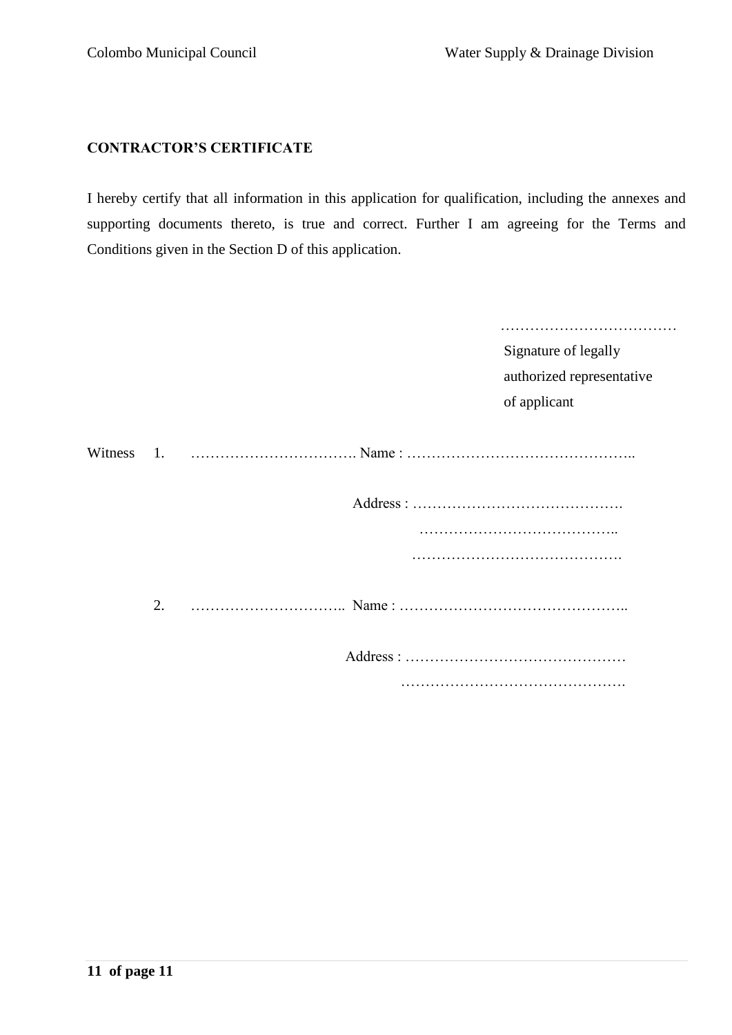**CONTRACTOR'S CERTIFICATE**

I hereby certify that all information in this application for qualification, including the annexes and supporting documents thereto, is true and correct. Further I am agreeing for the Terms and Conditions given in the Section D of this application.

………………………………

Signature of legally authorized representative of applicant

Witness 1. ……………………………. Name : ………………………………………..

Address : …………………………………….
…………………………………..
…………………………………….

2. ………………………….. Name : ………………………………………..

Address : ………………………………………
……………………………………….